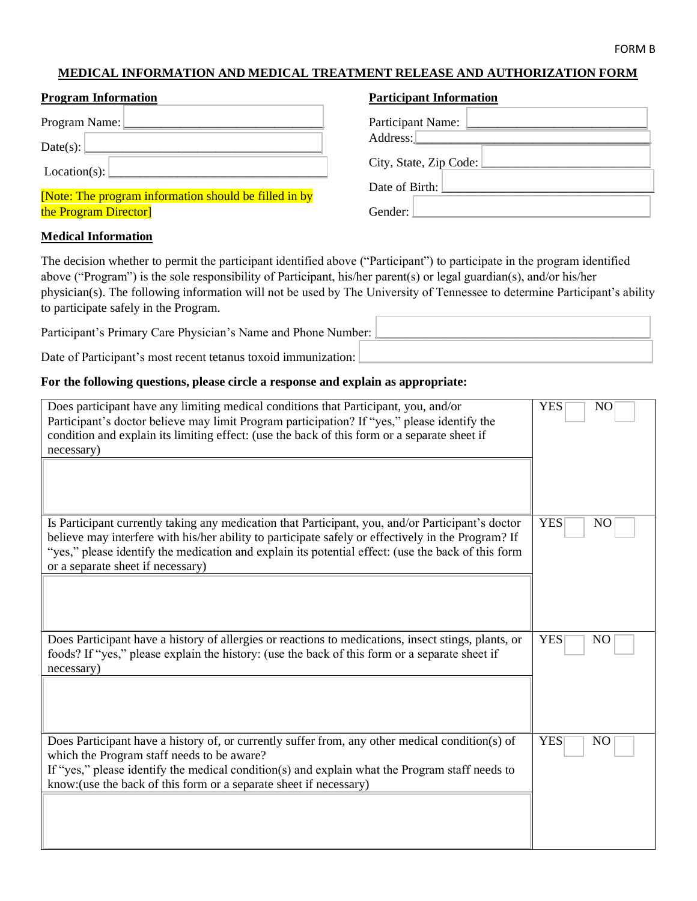FORM B

# MEDICAL INFORMATION AND MEDICAL TREATMENT RELEASE AND AUTHORIZATION FORM

**Program Information**

Program Name: ______________________________

Date(s): ______________________________

Location(s): ______________________________

[Note: The program information should be filled in by the Program Director]

**Participant Information**

Participant Name: ______________________________

Address: ______________________________

City, State, Zip Code: ______________________________

Date of Birth: ______________________________

Gender: ______________________________

**Medical Information**

The decision whether to permit the participant identified above ("Participant") to participate in the program identified above ("Program") is the sole responsibility of Participant, his/her parent(s) or legal guardian(s), and/or his/her physician(s). The following information will not be used by The University of Tennessee to determine Participant's ability to participate safely in the Program.

Participant's Primary Care Physician's Name and Phone Number: ______________________________

Date of Participant's most recent tetanus toxoid immunization: ______________________________

**For the following questions, please circle a response and explain as appropriate:**

| Question | Response |
|---|---|
| Does participant have any limiting medical conditions that Participant, you, and/or Participant's doctor believe may limit Program participation? If "yes," please identify the condition and explain its limiting effect: (use the back of this form or a separate sheet if necessary) | YES ☐ NO ☐ |
| | |
| Is Participant currently taking any medication that Participant, you, and/or Participant's doctor believe may interfere with his/her ability to participate safely or effectively in the Program? If "yes," please identify the medication and explain its potential effect: (use the back of this form or a separate sheet if necessary) | YES ☐ NO ☐ |
| | |
| Does Participant have a history of allergies or reactions to medications, insect stings, plants, or foods? If "yes," please explain the history: (use the back of this form or a separate sheet if necessary) | YES ☐ NO ☐ |
| | |
| Does Participant have a history of, or currently suffer from, any other medical condition(s) of which the Program staff needs to be aware? If "yes," please identify the medical condition(s) and explain what the Program staff needs to know:(use the back of this form or a separate sheet if necessary) | YES ☐ NO ☐ |
| | |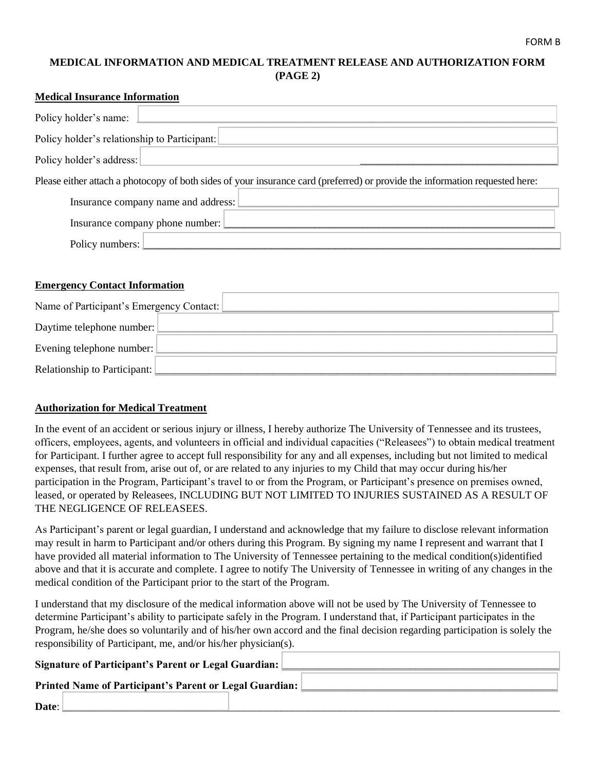FORM B

# MEDICAL INFORMATION AND MEDICAL TREATMENT RELEASE AND AUTHORIZATION FORM (PAGE 2)

**Medical Insurance Information**

Policy holder's name: ________________________________

Policy holder's relationship to Participant: ________________________________

Policy holder's address: ________________________________

Please either attach a photocopy of both sides of your insurance card (preferred) or provide the information requested here:

Insurance company name and address: ________________________________

Insurance company phone number: ________________________________

Policy numbers: ________________________________

**Emergency Contact Information**

Name of Participant's Emergency Contact: ________________________________

Daytime telephone number: ________________________________

Evening telephone number: ________________________________

Relationship to Participant: ________________________________

**Authorization for Medical Treatment**

In the event of an accident or serious injury or illness, I hereby authorize The University of Tennessee and its trustees, officers, employees, agents, and volunteers in official and individual capacities ("Releasees") to obtain medical treatment for Participant. I further agree to accept full responsibility for any and all expenses, including but not limited to medical expenses, that result from, arise out of, or are related to any injuries to my Child that may occur during his/her participation in the Program, Participant's travel to or from the Program, or Participant's presence on premises owned, leased, or operated by Releasees, INCLUDING BUT NOT LIMITED TO INJURIES SUSTAINED AS A RESULT OF THE NEGLIGENCE OF RELEASEES.

As Participant's parent or legal guardian, I understand and acknowledge that my failure to disclose relevant information may result in harm to Participant and/or others during this Program. By signing my name I represent and warrant that I have provided all material information to The University of Tennessee pertaining to the medical condition(s)identified above and that it is accurate and complete. I agree to notify The University of Tennessee in writing of any changes in the medical condition of the Participant prior to the start of the Program.

I understand that my disclosure of the medical information above will not be used by The University of Tennessee to determine Participant's ability to participate safely in the Program. I understand that, if Participant participates in the Program, he/she does so voluntarily and of his/her own accord and the final decision regarding participation is solely the responsibility of Participant, me, and/or his/her physician(s).

**Signature of Participant's Parent or Legal Guardian:** ________________________________

**Printed Name of Participant's Parent or Legal Guardian:** ________________________________

**Date**: ________________________________